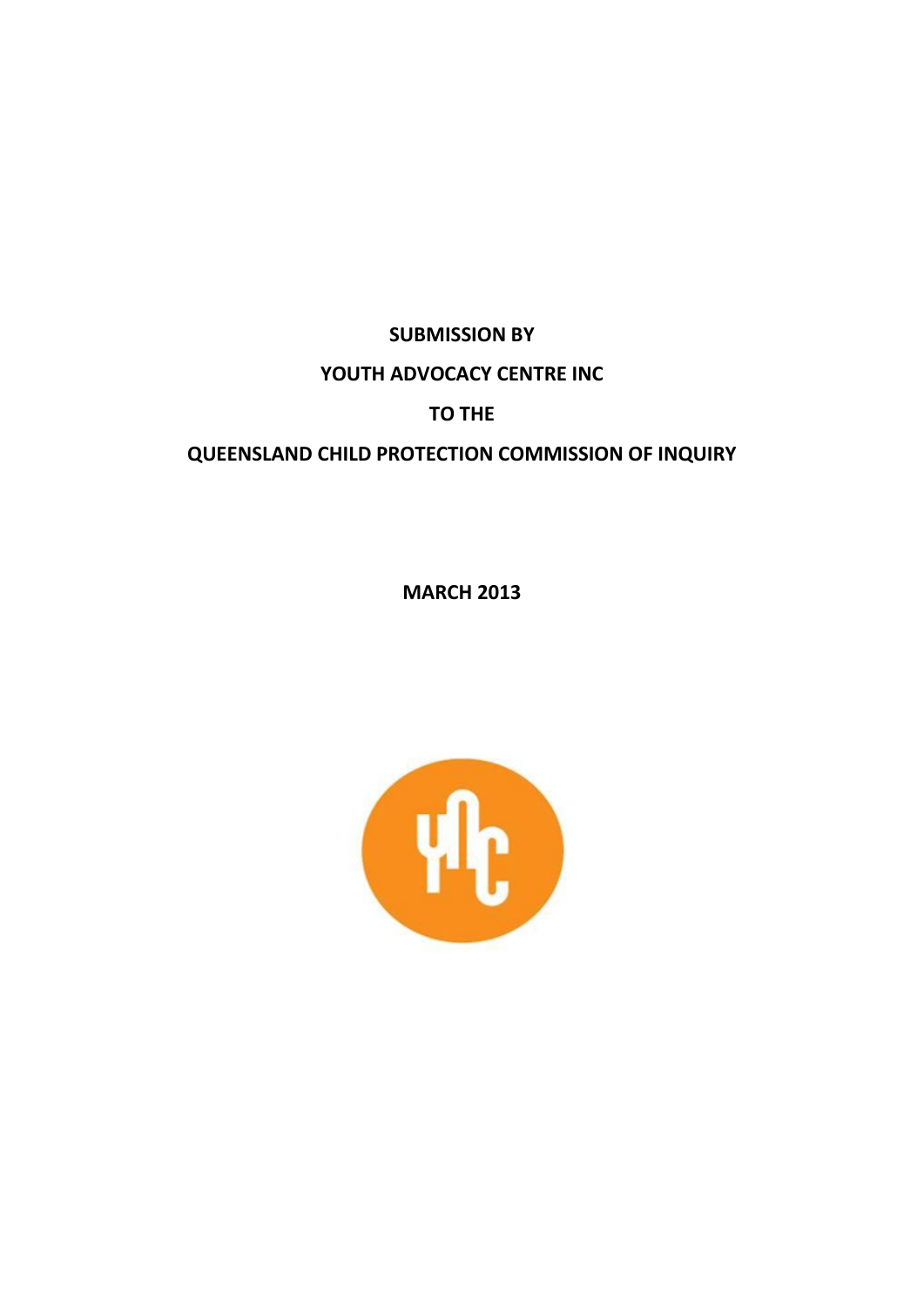**SUBMISSION BY**

**YOUTH ADVOCACY CENTRE INC**

**TO THE**

**QUEENSLAND CHILD PROTECTION COMMISSION OF INQUIRY**

**MARCH 2013**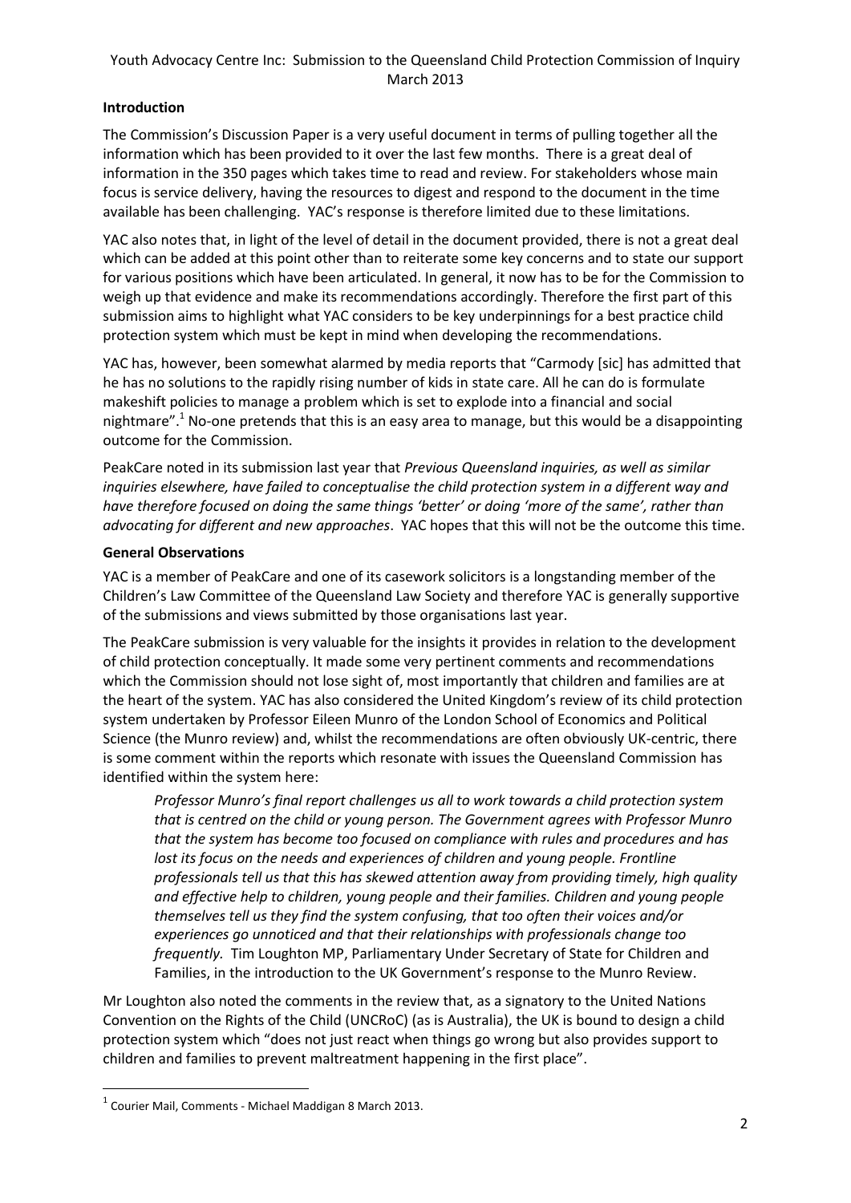**Introduction**

The Commission's Discussion Paper is a very useful document in terms of pulling together all the information which has been provided to it over the last few months. There is a great deal of information in the 350 pages which takes time to read and review. For stakeholders whose main focus is service delivery, having the resources to digest and respond to the document in the time available has been challenging. YAC's response is therefore limited due to these limitations.

YAC also notes that, in light of the level of detail in the document provided, there is not a great deal which can be added at this point other than to reiterate some key concerns and to state our support for various positions which have been articulated. In general, it now has to be for the Commission to weigh up that evidence and make its recommendations accordingly. Therefore the first part of this submission aims to highlight what YAC considers to be key underpinnings for a best practice child protection system which must be kept in mind when developing the recommendations.

YAC has, however, been somewhat alarmed by media reports that "Carmody [sic] has admitted that he has no solutions to the rapidly rising number of kids in state care. All he can do is formulate makeshift policies to manage a problem which is set to explode into a financial and social nightmare".[1] No-one pretends that this is an easy area to manage, but this would be a disappointing outcome for the Commission.

PeakCare noted in its submission last year that *Previous Queensland inquiries, as well as similar inquiries elsewhere, have failed to conceptualise the child protection system in a different way and have therefore focused on doing the same things 'better' or doing 'more of the same', rather than advocating for different and new approaches*. YAC hopes that this will not be the outcome this time.

**General Observations**

YAC is a member of PeakCare and one of its casework solicitors is a longstanding member of the Children's Law Committee of the Queensland Law Society and therefore YAC is generally supportive of the submissions and views submitted by those organisations last year.

The PeakCare submission is very valuable for the insights it provides in relation to the development of child protection conceptually. It made some very pertinent comments and recommendations which the Commission should not lose sight of, most importantly that children and families are at the heart of the system. YAC has also considered the United Kingdom's review of its child protection system undertaken by Professor Eileen Munro of the London School of Economics and Political Science (the Munro review) and, whilst the recommendations are often obviously UK-centric, there is some comment within the reports which resonate with issues the Queensland Commission has identified within the system here:

> *Professor Munro's final report challenges us all to work towards a child protection system that is centred on the child or young person. The Government agrees with Professor Munro that the system has become too focused on compliance with rules and procedures and has lost its focus on the needs and experiences of children and young people. Frontline professionals tell us that this has skewed attention away from providing timely, high quality and effective help to children, young people and their families. Children and young people themselves tell us they find the system confusing, that too often their voices and/or experiences go unnoticed and that their relationships with professionals change too frequently.* Tim Loughton MP, Parliamentary Under Secretary of State for Children and Families, in the introduction to the UK Government's response to the Munro Review.

Mr Loughton also noted the comments in the review that, as a signatory to the United Nations Convention on the Rights of the Child (UNCRoC) (as is Australia), the UK is bound to design a child protection system which "does not just react when things go wrong but also provides support to children and families to prevent maltreatment happening in the first place".

---

[1] Courier Mail, Comments - Michael Maddigan 8 March 2013.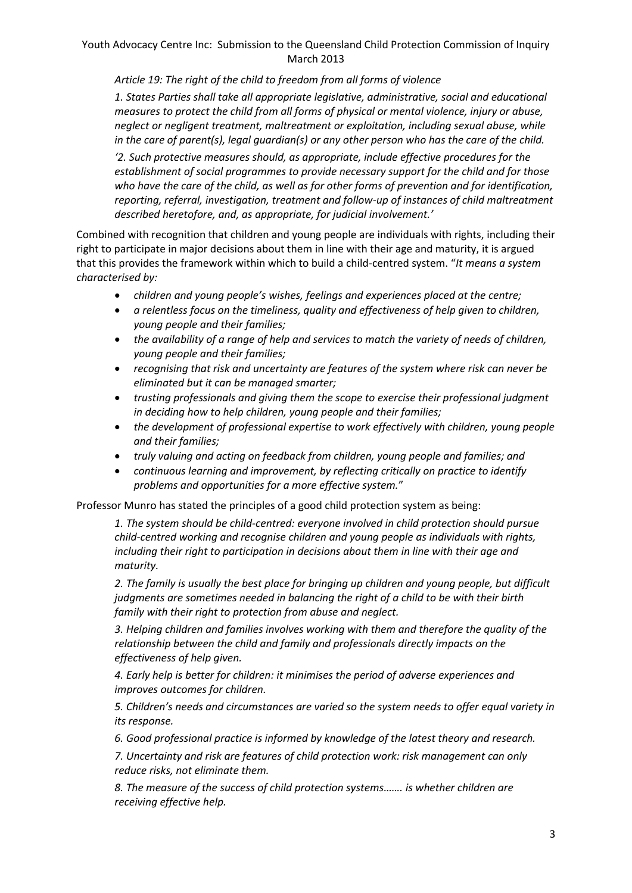*Article 19: The right of the child to freedom from all forms of violence*

> *1. States Parties shall take all appropriate legislative, administrative, social and educational measures to protect the child from all forms of physical or mental violence, injury or abuse, neglect or negligent treatment, maltreatment or exploitation, including sexual abuse, while in the care of parent(s), legal guardian(s) or any other person who has the care of the child.*
>
> *'2. Such protective measures should, as appropriate, include effective procedures for the establishment of social programmes to provide necessary support for the child and for those who have the care of the child, as well as for other forms of prevention and for identification, reporting, referral, investigation, treatment and follow-up of instances of child maltreatment described heretofore, and, as appropriate, for judicial involvement.'*

Combined with recognition that children and young people are individuals with rights, including their right to participate in major decisions about them in line with their age and maturity, it is argued that this provides the framework within which to build a child-centred system. "*It means a system characterised by:*

- *children and young people's wishes, feelings and experiences placed at the centre;*
- *a relentless focus on the timeliness, quality and effectiveness of help given to children, young people and their families;*
- *the availability of a range of help and services to match the variety of needs of children, young people and their families;*
- *recognising that risk and uncertainty are features of the system where risk can never be eliminated but it can be managed smarter;*
- *trusting professionals and giving them the scope to exercise their professional judgment in deciding how to help children, young people and their families;*
- *the development of professional expertise to work effectively with children, young people and their families;*
- *truly valuing and acting on feedback from children, young people and families; and*
- *continuous learning and improvement, by reflecting critically on practice to identify problems and opportunities for a more effective system.*"

Professor Munro has stated the principles of a good child protection system as being:

> *1. The system should be child-centred: everyone involved in child protection should pursue child-centred working and recognise children and young people as individuals with rights, including their right to participation in decisions about them in line with their age and maturity.*
>
> *2. The family is usually the best place for bringing up children and young people, but difficult judgments are sometimes needed in balancing the right of a child to be with their birth family with their right to protection from abuse and neglect.*
>
> *3. Helping children and families involves working with them and therefore the quality of the relationship between the child and family and professionals directly impacts on the effectiveness of help given.*
>
> *4. Early help is better for children: it minimises the period of adverse experiences and improves outcomes for children.*
>
> *5. Children's needs and circumstances are varied so the system needs to offer equal variety in its response.*
>
> *6. Good professional practice is informed by knowledge of the latest theory and research.*
>
> *7. Uncertainty and risk are features of child protection work: risk management can only reduce risks, not eliminate them.*
>
> *8. The measure of the success of child protection systems……. is whether children are receiving effective help.*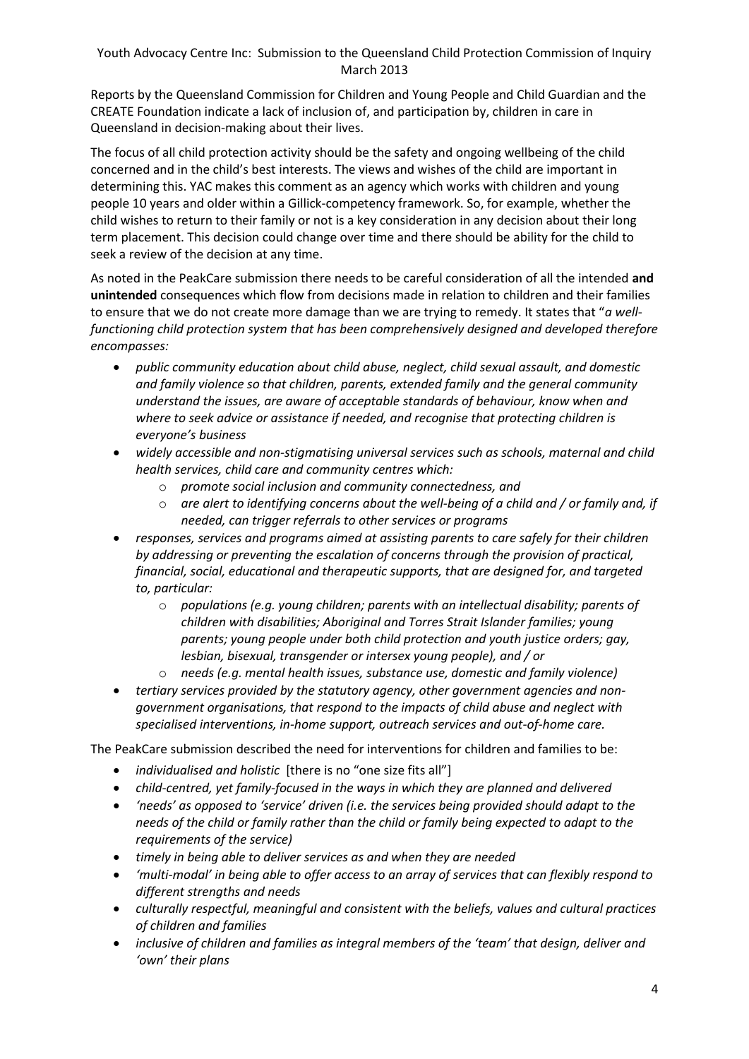Reports by the Queensland Commission for Children and Young People and Child Guardian and the CREATE Foundation indicate a lack of inclusion of, and participation by, children in care in Queensland in decision-making about their lives.

The focus of all child protection activity should be the safety and ongoing wellbeing of the child concerned and in the child's best interests. The views and wishes of the child are important in determining this. YAC makes this comment as an agency which works with children and young people 10 years and older within a Gillick-competency framework. So, for example, whether the child wishes to return to their family or not is a key consideration in any decision about their long term placement. This decision could change over time and there should be ability for the child to seek a review of the decision at any time.

As noted in the PeakCare submission there needs to be careful consideration of all the intended **and unintended** consequences which flow from decisions made in relation to children and their families to ensure that we do not create more damage than we are trying to remedy. It states that "*a well-functioning child protection system that has been comprehensively designed and developed therefore encompasses:*

- *public community education about child abuse, neglect, child sexual assault, and domestic and family violence so that children, parents, extended family and the general community understand the issues, are aware of acceptable standards of behaviour, know when and where to seek advice or assistance if needed, and recognise that protecting children is everyone's business*
- *widely accessible and non-stigmatising universal services such as schools, maternal and child health services, child care and community centres which:*
  - *promote social inclusion and community connectedness, and*
  - *are alert to identifying concerns about the well-being of a child and / or family and, if needed, can trigger referrals to other services or programs*
- *responses, services and programs aimed at assisting parents to care safely for their children by addressing or preventing the escalation of concerns through the provision of practical, financial, social, educational and therapeutic supports, that are designed for, and targeted to, particular:*
  - *populations (e.g. young children; parents with an intellectual disability; parents of children with disabilities; Aboriginal and Torres Strait Islander families; young parents; young people under both child protection and youth justice orders; gay, lesbian, bisexual, transgender or intersex young people), and / or*
  - *needs (e.g. mental health issues, substance use, domestic and family violence)*
- *tertiary services provided by the statutory agency, other government agencies and non-government organisations, that respond to the impacts of child abuse and neglect with specialised interventions, in-home support, outreach services and out-of-home care.*

The PeakCare submission described the need for interventions for children and families to be:

- *individualised and holistic* [there is no "one size fits all"]
- *child-centred, yet family-focused in the ways in which they are planned and delivered*
- *'needs' as opposed to 'service' driven (i.e. the services being provided should adapt to the needs of the child or family rather than the child or family being expected to adapt to the requirements of the service)*
- *timely in being able to deliver services as and when they are needed*
- *'multi-modal' in being able to offer access to an array of services that can flexibly respond to different strengths and needs*
- *culturally respectful, meaningful and consistent with the beliefs, values and cultural practices of children and families*
- *inclusive of children and families as integral members of the 'team' that design, deliver and 'own' their plans*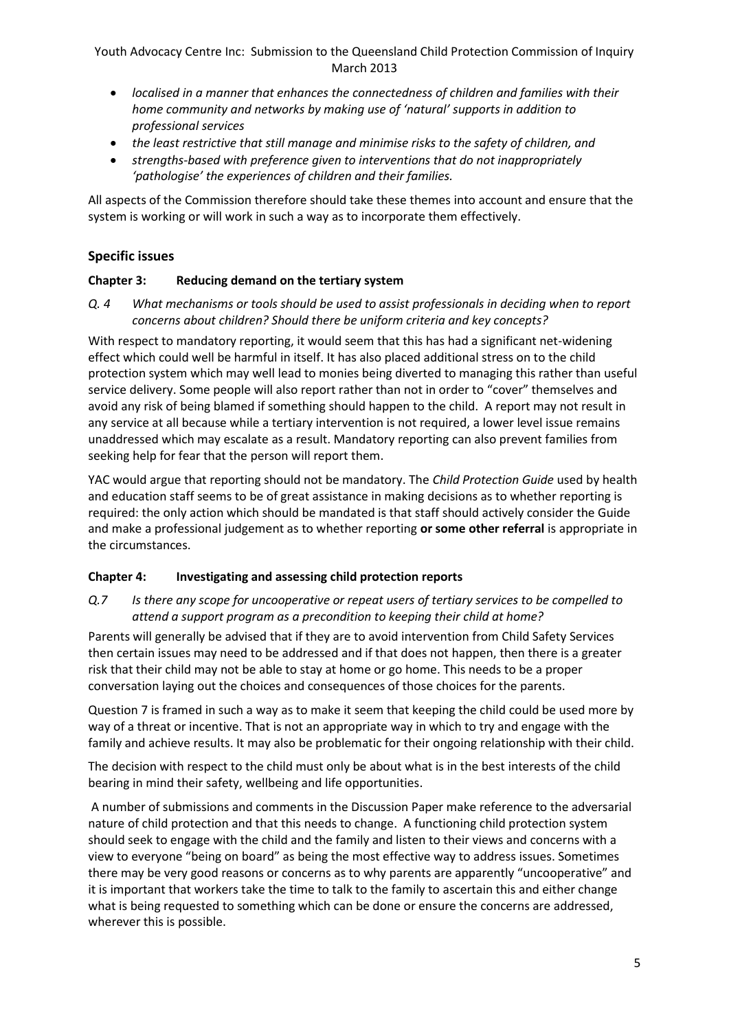- *localised in a manner that enhances the connectedness of children and families with their home community and networks by making use of 'natural' supports in addition to professional services*
- *the least restrictive that still manage and minimise risks to the safety of children, and*
- *strengths-based with preference given to interventions that do not inappropriately 'pathologise' the experiences of children and their families.*

All aspects of the Commission therefore should take these themes into account and ensure that the system is working or will work in such a way as to incorporate them effectively.

## Specific issues

### Chapter 3: Reducing demand on the tertiary system

*Q. 4 What mechanisms or tools should be used to assist professionals in deciding when to report concerns about children? Should there be uniform criteria and key concepts?*

With respect to mandatory reporting, it would seem that this has had a significant net-widening effect which could well be harmful in itself. It has also placed additional stress on to the child protection system which may well lead to monies being diverted to managing this rather than useful service delivery. Some people will also report rather than not in order to "cover" themselves and avoid any risk of being blamed if something should happen to the child. A report may not result in any service at all because while a tertiary intervention is not required, a lower level issue remains unaddressed which may escalate as a result. Mandatory reporting can also prevent families from seeking help for fear that the person will report them.

YAC would argue that reporting should not be mandatory. The *Child Protection Guide* used by health and education staff seems to be of great assistance in making decisions as to whether reporting is required: the only action which should be mandated is that staff should actively consider the Guide and make a professional judgement as to whether reporting **or some other referral** is appropriate in the circumstances.

### Chapter 4: Investigating and assessing child protection reports

*Q.7 Is there any scope for uncooperative or repeat users of tertiary services to be compelled to attend a support program as a precondition to keeping their child at home?*

Parents will generally be advised that if they are to avoid intervention from Child Safety Services then certain issues may need to be addressed and if that does not happen, then there is a greater risk that their child may not be able to stay at home or go home. This needs to be a proper conversation laying out the choices and consequences of those choices for the parents.

Question 7 is framed in such a way as to make it seem that keeping the child could be used more by way of a threat or incentive. That is not an appropriate way in which to try and engage with the family and achieve results. It may also be problematic for their ongoing relationship with their child.

The decision with respect to the child must only be about what is in the best interests of the child bearing in mind their safety, wellbeing and life opportunities.

A number of submissions and comments in the Discussion Paper make reference to the adversarial nature of child protection and that this needs to change. A functioning child protection system should seek to engage with the child and the family and listen to their views and concerns with a view to everyone "being on board" as being the most effective way to address issues. Sometimes there may be very good reasons or concerns as to why parents are apparently "uncooperative" and it is important that workers take the time to talk to the family to ascertain this and either change what is being requested to something which can be done or ensure the concerns are addressed, wherever this is possible.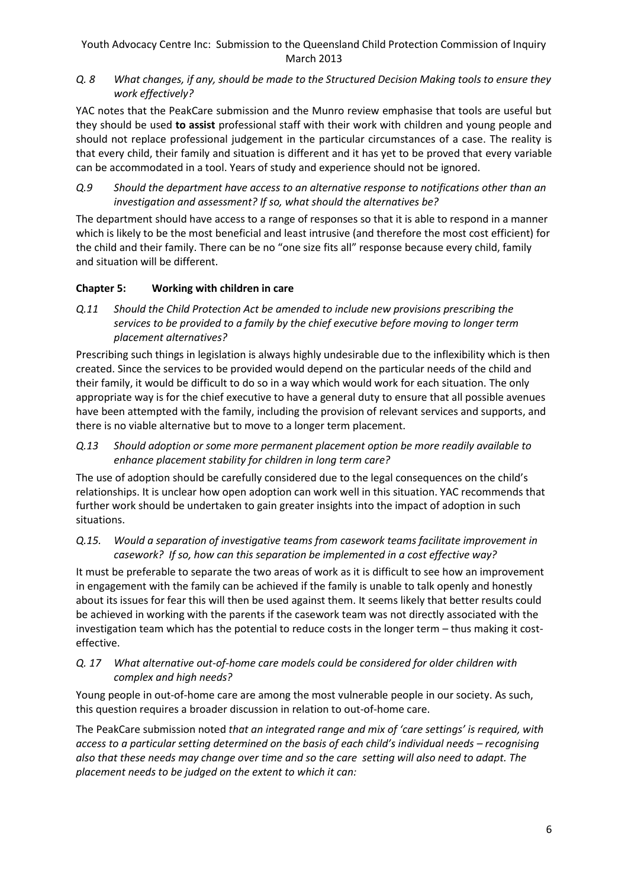*Q. 8 What changes, if any, should be made to the Structured Decision Making tools to ensure they work effectively?*

YAC notes that the PeakCare submission and the Munro review emphasise that tools are useful but they should be used **to assist** professional staff with their work with children and young people and should not replace professional judgement in the particular circumstances of a case. The reality is that every child, their family and situation is different and it has yet to be proved that every variable can be accommodated in a tool. Years of study and experience should not be ignored.

*Q.9 Should the department have access to an alternative response to notifications other than an investigation and assessment? If so, what should the alternatives be?*

The department should have access to a range of responses so that it is able to respond in a manner which is likely to be the most beneficial and least intrusive (and therefore the most cost efficient) for the child and their family. There can be no "one size fits all" response because every child, family and situation will be different.

## Chapter 5: Working with children in care

*Q.11 Should the Child Protection Act be amended to include new provisions prescribing the services to be provided to a family by the chief executive before moving to longer term placement alternatives?*

Prescribing such things in legislation is always highly undesirable due to the inflexibility which is then created. Since the services to be provided would depend on the particular needs of the child and their family, it would be difficult to do so in a way which would work for each situation. The only appropriate way is for the chief executive to have a general duty to ensure that all possible avenues have been attempted with the family, including the provision of relevant services and supports, and there is no viable alternative but to move to a longer term placement.

*Q.13 Should adoption or some more permanent placement option be more readily available to enhance placement stability for children in long term care?*

The use of adoption should be carefully considered due to the legal consequences on the child's relationships. It is unclear how open adoption can work well in this situation. YAC recommends that further work should be undertaken to gain greater insights into the impact of adoption in such situations.

*Q.15. Would a separation of investigative teams from casework teams facilitate improvement in casework? If so, how can this separation be implemented in a cost effective way?*

It must be preferable to separate the two areas of work as it is difficult to see how an improvement in engagement with the family can be achieved if the family is unable to talk openly and honestly about its issues for fear this will then be used against them. It seems likely that better results could be achieved in working with the parents if the casework team was not directly associated with the investigation team which has the potential to reduce costs in the longer term – thus making it cost-effective.

*Q. 17 What alternative out-of-home care models could be considered for older children with complex and high needs?*

Young people in out-of-home care are among the most vulnerable people in our society. As such, this question requires a broader discussion in relation to out-of-home care.

The PeakCare submission noted *that an integrated range and mix of 'care settings' is required, with access to a particular setting determined on the basis of each child's individual needs – recognising also that these needs may change over time and so the care setting will also need to adapt. The placement needs to be judged on the extent to which it can:*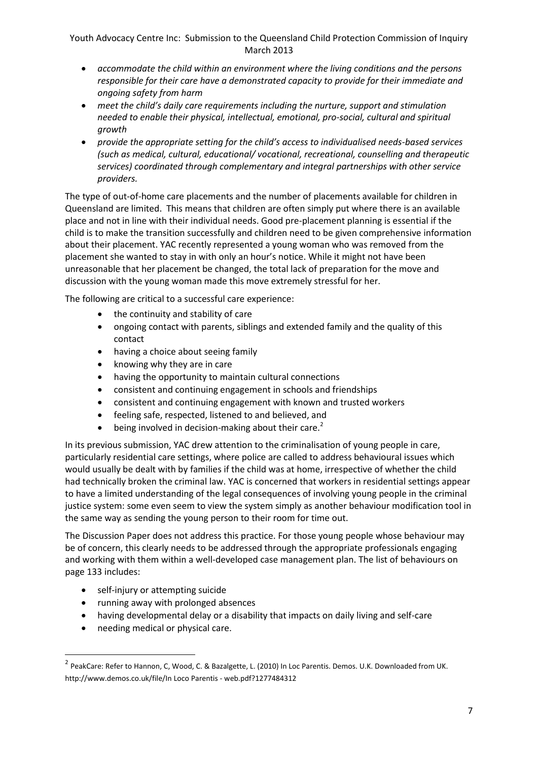- *accommodate the child within an environment where the living conditions and the persons responsible for their care have a demonstrated capacity to provide for their immediate and ongoing safety from harm*
- *meet the child's daily care requirements including the nurture, support and stimulation needed to enable their physical, intellectual, emotional, pro-social, cultural and spiritual growth*
- *provide the appropriate setting for the child's access to individualised needs-based services (such as medical, cultural, educational/ vocational, recreational, counselling and therapeutic services) coordinated through complementary and integral partnerships with other service providers.*

The type of out-of-home care placements and the number of placements available for children in Queensland are limited. This means that children are often simply put where there is an available place and not in line with their individual needs. Good pre-placement planning is essential if the child is to make the transition successfully and children need to be given comprehensive information about their placement. YAC recently represented a young woman who was removed from the placement she wanted to stay in with only an hour's notice. While it might not have been unreasonable that her placement be changed, the total lack of preparation for the move and discussion with the young woman made this move extremely stressful for her.

The following are critical to a successful care experience:

- the continuity and stability of care
- ongoing contact with parents, siblings and extended family and the quality of this contact
- having a choice about seeing family
- knowing why they are in care
- having the opportunity to maintain cultural connections
- consistent and continuing engagement in schools and friendships
- consistent and continuing engagement with known and trusted workers
- feeling safe, respected, listened to and believed, and
- being involved in decision-making about their care.[2]

In its previous submission, YAC drew attention to the criminalisation of young people in care, particularly residential care settings, where police are called to address behavioural issues which would usually be dealt with by families if the child was at home, irrespective of whether the child had technically broken the criminal law. YAC is concerned that workers in residential settings appear to have a limited understanding of the legal consequences of involving young people in the criminal justice system: some even seem to view the system simply as another behaviour modification tool in the same way as sending the young person to their room for time out.

The Discussion Paper does not address this practice. For those young people whose behaviour may be of concern, this clearly needs to be addressed through the appropriate professionals engaging and working with them within a well-developed case management plan. The list of behaviours on page 133 includes:

- self-injury or attempting suicide
- running away with prolonged absences
- having developmental delay or a disability that impacts on daily living and self-care
- needing medical or physical care.

---

[2] PeakCare: Refer to Hannon, C, Wood, C. & Bazalgette, L. (2010) In Loc Parentis. Demos. U.K. Downloaded from UK. http://www.demos.co.uk/file/In Loco Parentis - web.pdf?1277484312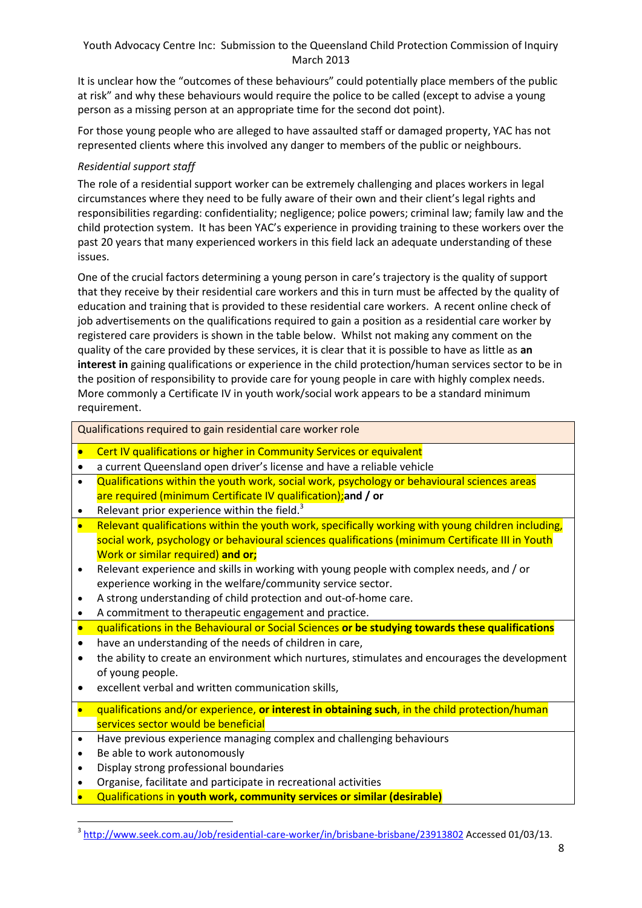It is unclear how the "outcomes of these behaviours" could potentially place members of the public at risk" and why these behaviours would require the police to be called (except to advise a young person as a missing person at an appropriate time for the second dot point).

For those young people who are alleged to have assaulted staff or damaged property, YAC has not represented clients where this involved any danger to members of the public or neighbours.

*Residential support staff*

The role of a residential support worker can be extremely challenging and places workers in legal circumstances where they need to be fully aware of their own and their client's legal rights and responsibilities regarding: confidentiality; negligence; police powers; criminal law; family law and the child protection system. It has been YAC's experience in providing training to these workers over the past 20 years that many experienced workers in this field lack an adequate understanding of these issues.

One of the crucial factors determining a young person in care's trajectory is the quality of support that they receive by their residential care workers and this in turn must be affected by the quality of education and training that is provided to these residential care workers. A recent online check of job advertisements on the qualifications required to gain a position as a residential care worker by registered care providers is shown in the table below. Whilst not making any comment on the quality of the care provided by these services, it is clear that it is possible to have as little as **an interest in** gaining qualifications or experience in the child protection/human services sector to be in the position of responsibility to provide care for young people in care with highly complex needs. More commonly a Certificate IV in youth work/social work appears to be a standard minimum requirement.

| Qualifications required to gain residential care worker role |
|---|
| • Cert IV qualifications or higher in Community Services or equivalent<br>• a current Queensland open driver's license and have a reliable vehicle |
| • Qualifications within the youth work, social work, psychology or behavioural sciences areas are required (minimum Certificate IV qualification);**and / or**<br>• Relevant prior experience within the field.[3] |
| • Relevant qualifications within the youth work, specifically working with young children including, social work, psychology or behavioural sciences qualifications (minimum Certificate III in Youth Work or similar required) **and or;**<br>• Relevant experience and skills in working with young people with complex needs, and / or experience working in the welfare/community service sector.<br>• A strong understanding of child protection and out-of-home care.<br>• A commitment to therapeutic engagement and practice. |
| • qualifications in the Behavioural or Social Sciences **or be studying towards these qualifications**<br>• have an understanding of the needs of children in care,<br>• the ability to create an environment which nurtures, stimulates and encourages the development of young people.<br>• excellent verbal and written communication skills, |
| • qualifications and/or experience, **or interest in obtaining such**, in the child protection/human services sector would be beneficial |
| • Have previous experience managing complex and challenging behaviours<br>• Be able to work autonomously<br>• Display strong professional boundaries<br>• Organise, facilitate and participate in recreational activities<br>• Qualifications in **youth work, community services or similar (desirable)** |

[3] http://www.seek.com.au/Job/residential-care-worker/in/brisbane-brisbane/23913802 Accessed 01/03/13.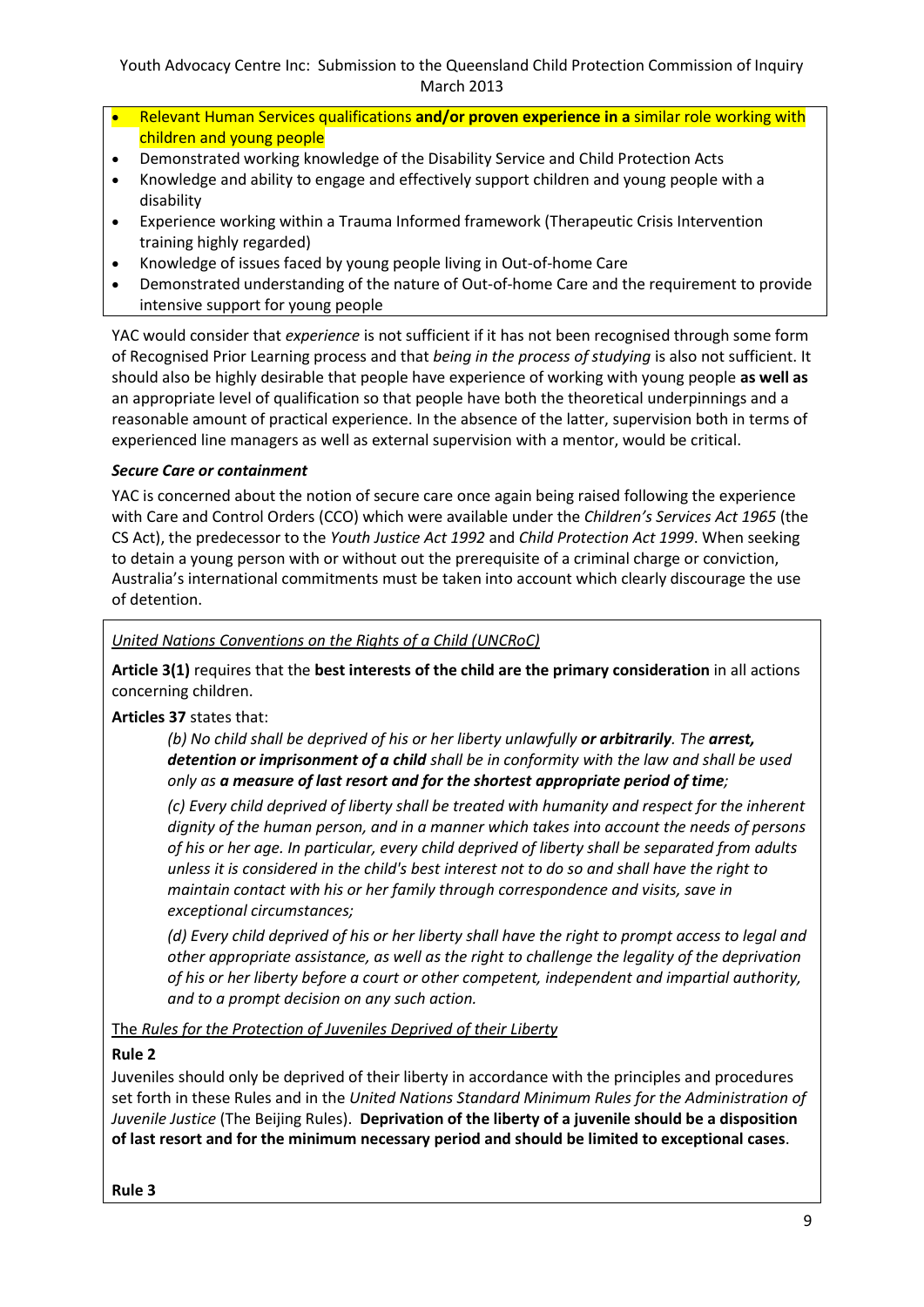- Relevant Human Services qualifications **and/or proven experience in a** similar role working with children and young people
- Demonstrated working knowledge of the Disability Service and Child Protection Acts
- Knowledge and ability to engage and effectively support children and young people with a disability
- Experience working within a Trauma Informed framework (Therapeutic Crisis Intervention training highly regarded)
- Knowledge of issues faced by young people living in Out-of-home Care
- Demonstrated understanding of the nature of Out-of-home Care and the requirement to provide intensive support for young people

YAC would consider that *experience* is not sufficient if it has not been recognised through some form of Recognised Prior Learning process and that *being in the process of studying* is also not sufficient. It should also be highly desirable that people have experience of working with young people **as well as** an appropriate level of qualification so that people have both the theoretical underpinnings and a reasonable amount of practical experience. In the absence of the latter, supervision both in terms of experienced line managers as well as external supervision with a mentor, would be critical.

***Secure Care or containment***

YAC is concerned about the notion of secure care once again being raised following the experience with Care and Control Orders (CCO) which were available under the *Children's Services Act 1965* (the CS Act), the predecessor to the *Youth Justice Act 1992* and *Child Protection Act 1999*. When seeking to detain a young person with or without out the prerequisite of a criminal charge or conviction, Australia's international commitments must be taken into account which clearly discourage the use of detention.

*United Nations Conventions on the Rights of a Child (UNCRoC)*

**Article 3(1)** requires that the **best interests of the child are the primary consideration** in all actions concerning children.

**Articles 37** states that:

> *(b) No child shall be deprived of his or her liberty unlawfully* ***or arbitrarily****. The* ***arrest, detention or imprisonment of a child*** *shall be in conformity with the law and shall be used only as* ***a measure of last resort and for the shortest appropriate period of time****;*
>
> *(c) Every child deprived of liberty shall be treated with humanity and respect for the inherent dignity of the human person, and in a manner which takes into account the needs of persons of his or her age. In particular, every child deprived of liberty shall be separated from adults unless it is considered in the child's best interest not to do so and shall have the right to maintain contact with his or her family through correspondence and visits, save in exceptional circumstances;*
>
> *(d) Every child deprived of his or her liberty shall have the right to prompt access to legal and other appropriate assistance, as well as the right to challenge the legality of the deprivation of his or her liberty before a court or other competent, independent and impartial authority, and to a prompt decision on any such action.*

The *Rules for the Protection of Juveniles Deprived of their Liberty*

**Rule 2**

Juveniles should only be deprived of their liberty in accordance with the principles and procedures set forth in these Rules and in the *United Nations Standard Minimum Rules for the Administration of Juvenile Justice* (The Beijing Rules). **Deprivation of the liberty of a juvenile should be a disposition of last resort and for the minimum necessary period and should be limited to exceptional cases**.

**Rule 3**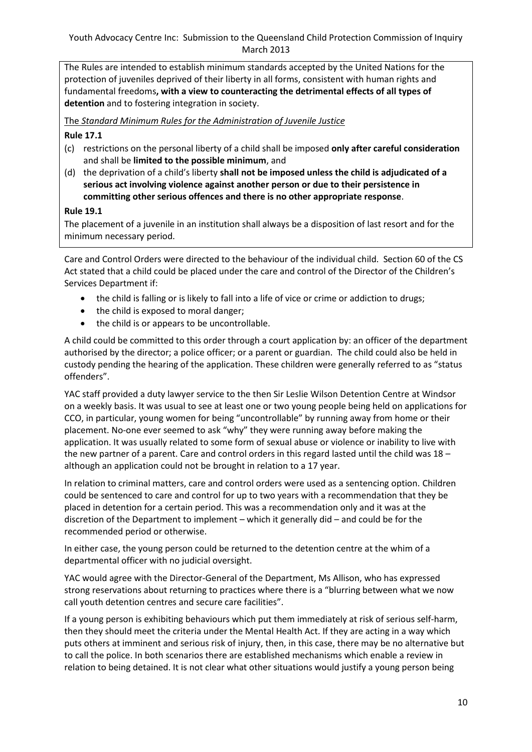The Rules are intended to establish minimum standards accepted by the United Nations for the protection of juveniles deprived of their liberty in all forms, consistent with human rights and fundamental freedoms**, with a view to counteracting the detrimental effects of all types of detention** and to fostering integration in society.

The *Standard Minimum Rules for the Administration of Juvenile Justice*

**Rule 17.1**

(c) restrictions on the personal liberty of a child shall be imposed **only after careful consideration** and shall be **limited to the possible minimum**, and

(d) the deprivation of a child's liberty **shall not be imposed unless the child is adjudicated of a serious act involving violence against another person or due to their persistence in committing other serious offences and there is no other appropriate response**.

**Rule 19.1**

The placement of a juvenile in an institution shall always be a disposition of last resort and for the minimum necessary period.

Care and Control Orders were directed to the behaviour of the individual child. Section 60 of the CS Act stated that a child could be placed under the care and control of the Director of the Children's Services Department if:

- the child is falling or is likely to fall into a life of vice or crime or addiction to drugs;
- the child is exposed to moral danger;
- the child is or appears to be uncontrollable.

A child could be committed to this order through a court application by: an officer of the department authorised by the director; a police officer; or a parent or guardian. The child could also be held in custody pending the hearing of the application. These children were generally referred to as "status offenders".

YAC staff provided a duty lawyer service to the then Sir Leslie Wilson Detention Centre at Windsor on a weekly basis. It was usual to see at least one or two young people being held on applications for CCO, in particular, young women for being "uncontrollable" by running away from home or their placement. No-one ever seemed to ask "why" they were running away before making the application. It was usually related to some form of sexual abuse or violence or inability to live with the new partner of a parent. Care and control orders in this regard lasted until the child was 18 – although an application could not be brought in relation to a 17 year.

In relation to criminal matters, care and control orders were used as a sentencing option. Children could be sentenced to care and control for up to two years with a recommendation that they be placed in detention for a certain period. This was a recommendation only and it was at the discretion of the Department to implement – which it generally did – and could be for the recommended period or otherwise.

In either case, the young person could be returned to the detention centre at the whim of a departmental officer with no judicial oversight.

YAC would agree with the Director-General of the Department, Ms Allison, who has expressed strong reservations about returning to practices where there is a "blurring between what we now call youth detention centres and secure care facilities".

If a young person is exhibiting behaviours which put them immediately at risk of serious self-harm, then they should meet the criteria under the Mental Health Act. If they are acting in a way which puts others at imminent and serious risk of injury, then, in this case, there may be no alternative but to call the police. In both scenarios there are established mechanisms which enable a review in relation to being detained. It is not clear what other situations would justify a young person being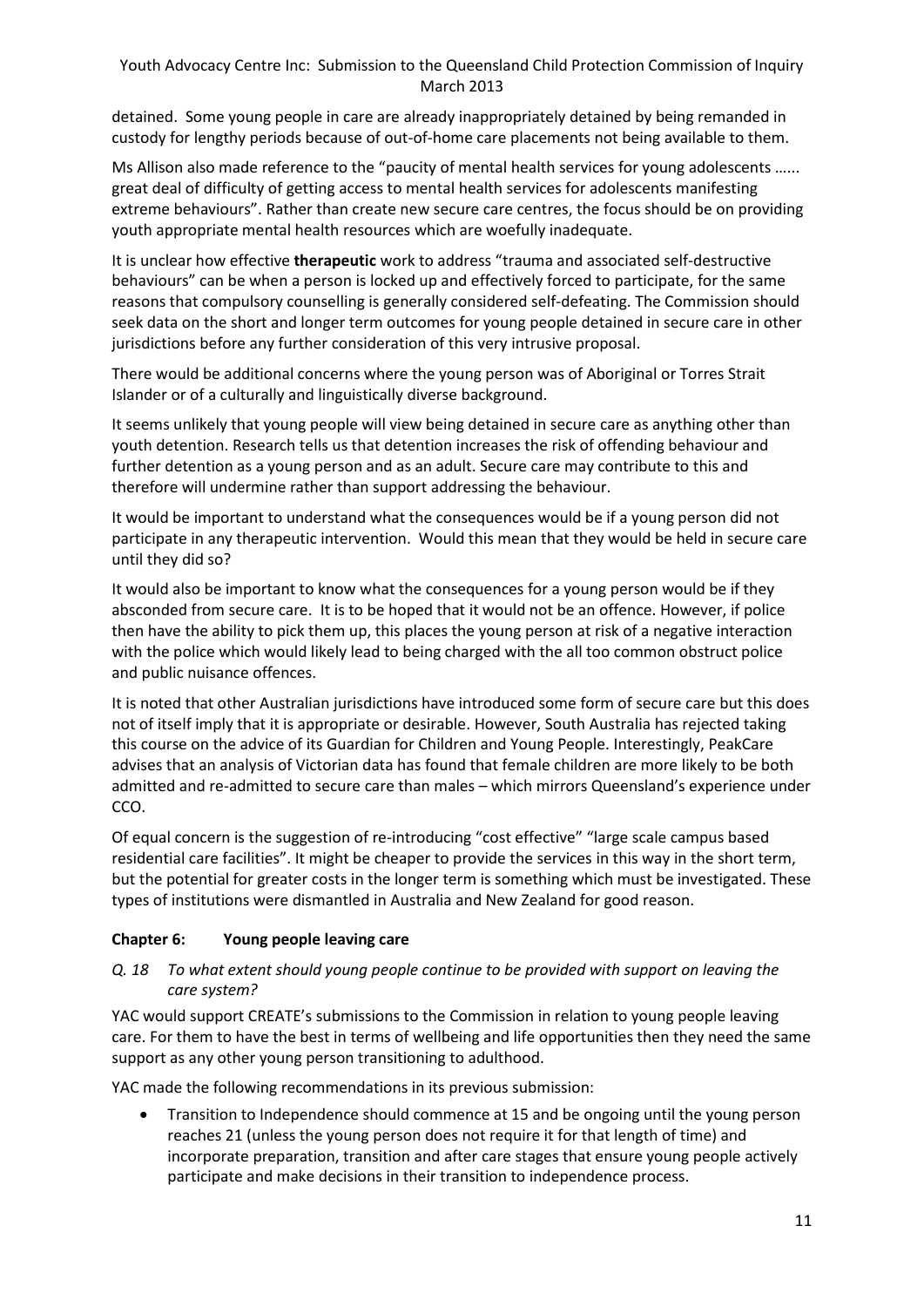detained. Some young people in care are already inappropriately detained by being remanded in custody for lengthy periods because of out-of-home care placements not being available to them.

Ms Allison also made reference to the "paucity of mental health services for young adolescents …... great deal of difficulty of getting access to mental health services for adolescents manifesting extreme behaviours". Rather than create new secure care centres, the focus should be on providing youth appropriate mental health resources which are woefully inadequate.

It is unclear how effective **therapeutic** work to address "trauma and associated self-destructive behaviours" can be when a person is locked up and effectively forced to participate, for the same reasons that compulsory counselling is generally considered self-defeating. The Commission should seek data on the short and longer term outcomes for young people detained in secure care in other jurisdictions before any further consideration of this very intrusive proposal.

There would be additional concerns where the young person was of Aboriginal or Torres Strait Islander or of a culturally and linguistically diverse background.

It seems unlikely that young people will view being detained in secure care as anything other than youth detention. Research tells us that detention increases the risk of offending behaviour and further detention as a young person and as an adult. Secure care may contribute to this and therefore will undermine rather than support addressing the behaviour.

It would be important to understand what the consequences would be if a young person did not participate in any therapeutic intervention. Would this mean that they would be held in secure care until they did so?

It would also be important to know what the consequences for a young person would be if they absconded from secure care. It is to be hoped that it would not be an offence. However, if police then have the ability to pick them up, this places the young person at risk of a negative interaction with the police which would likely lead to being charged with the all too common obstruct police and public nuisance offences.

It is noted that other Australian jurisdictions have introduced some form of secure care but this does not of itself imply that it is appropriate or desirable. However, South Australia has rejected taking this course on the advice of its Guardian for Children and Young People. Interestingly, PeakCare advises that an analysis of Victorian data has found that female children are more likely to be both admitted and re-admitted to secure care than males – which mirrors Queensland's experience under CCO.

Of equal concern is the suggestion of re-introducing "cost effective" "large scale campus based residential care facilities". It might be cheaper to provide the services in this way in the short term, but the potential for greater costs in the longer term is something which must be investigated. These types of institutions were dismantled in Australia and New Zealand for good reason.

## Chapter 6: Young people leaving care

*Q. 18 To what extent should young people continue to be provided with support on leaving the care system?*

YAC would support CREATE's submissions to the Commission in relation to young people leaving care. For them to have the best in terms of wellbeing and life opportunities then they need the same support as any other young person transitioning to adulthood.

YAC made the following recommendations in its previous submission:

- Transition to Independence should commence at 15 and be ongoing until the young person reaches 21 (unless the young person does not require it for that length of time) and incorporate preparation, transition and after care stages that ensure young people actively participate and make decisions in their transition to independence process.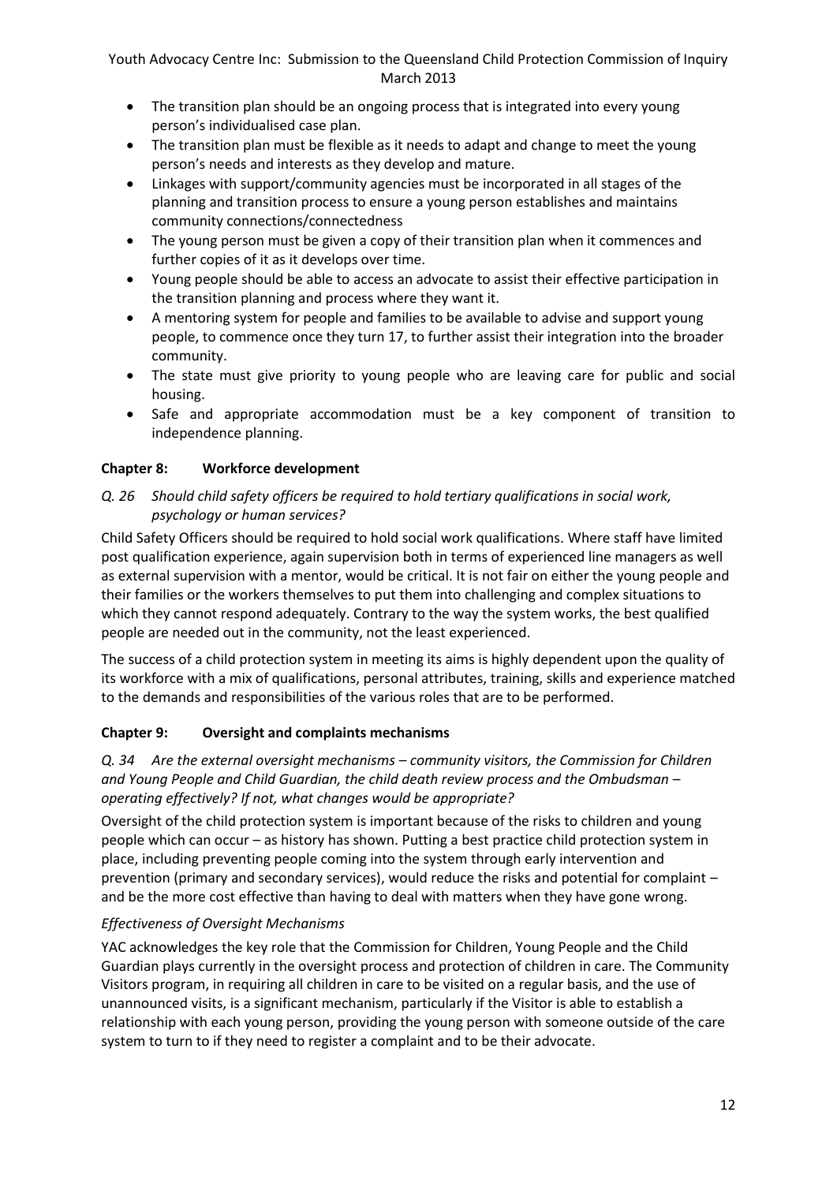- The transition plan should be an ongoing process that is integrated into every young person's individualised case plan.
- The transition plan must be flexible as it needs to adapt and change to meet the young person's needs and interests as they develop and mature.
- Linkages with support/community agencies must be incorporated in all stages of the planning and transition process to ensure a young person establishes and maintains community connections/connectedness
- The young person must be given a copy of their transition plan when it commences and further copies of it as it develops over time.
- Young people should be able to access an advocate to assist their effective participation in the transition planning and process where they want it.
- A mentoring system for people and families to be available to advise and support young people, to commence once they turn 17, to further assist their integration into the broader community.
- The state must give priority to young people who are leaving care for public and social housing.
- Safe and appropriate accommodation must be a key component of transition to independence planning.

## Chapter 8: Workforce development

*Q. 26 Should child safety officers be required to hold tertiary qualifications in social work, psychology or human services?*

Child Safety Officers should be required to hold social work qualifications. Where staff have limited post qualification experience, again supervision both in terms of experienced line managers as well as external supervision with a mentor, would be critical. It is not fair on either the young people and their families or the workers themselves to put them into challenging and complex situations to which they cannot respond adequately. Contrary to the way the system works, the best qualified people are needed out in the community, not the least experienced.

The success of a child protection system in meeting its aims is highly dependent upon the quality of its workforce with a mix of qualifications, personal attributes, training, skills and experience matched to the demands and responsibilities of the various roles that are to be performed.

## Chapter 9: Oversight and complaints mechanisms

*Q. 34 Are the external oversight mechanisms – community visitors, the Commission for Children and Young People and Child Guardian, the child death review process and the Ombudsman – operating effectively? If not, what changes would be appropriate?*

Oversight of the child protection system is important because of the risks to children and young people which can occur – as history has shown. Putting a best practice child protection system in place, including preventing people coming into the system through early intervention and prevention (primary and secondary services), would reduce the risks and potential for complaint – and be the more cost effective than having to deal with matters when they have gone wrong.

*Effectiveness of Oversight Mechanisms*

YAC acknowledges the key role that the Commission for Children, Young People and the Child Guardian plays currently in the oversight process and protection of children in care. The Community Visitors program, in requiring all children in care to be visited on a regular basis, and the use of unannounced visits, is a significant mechanism, particularly if the Visitor is able to establish a relationship with each young person, providing the young person with someone outside of the care system to turn to if they need to register a complaint and to be their advocate.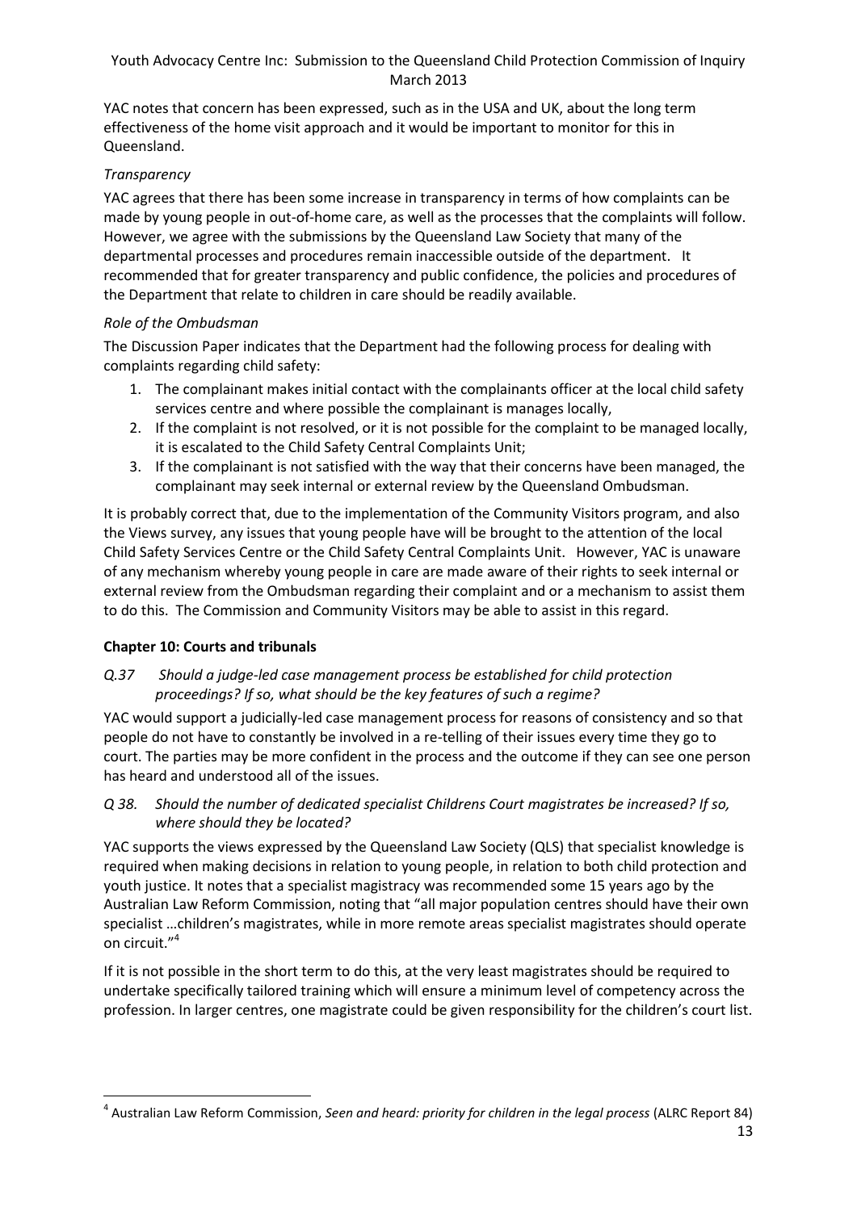YAC notes that concern has been expressed, such as in the USA and UK, about the long term effectiveness of the home visit approach and it would be important to monitor for this in Queensland.

*Transparency*

YAC agrees that there has been some increase in transparency in terms of how complaints can be made by young people in out-of-home care, as well as the processes that the complaints will follow. However, we agree with the submissions by the Queensland Law Society that many of the departmental processes and procedures remain inaccessible outside of the department. It recommended that for greater transparency and public confidence, the policies and procedures of the Department that relate to children in care should be readily available.

*Role of the Ombudsman*

The Discussion Paper indicates that the Department had the following process for dealing with complaints regarding child safety:

1. The complainant makes initial contact with the complainants officer at the local child safety services centre and where possible the complainant is manages locally,
2. If the complaint is not resolved, or it is not possible for the complaint to be managed locally, it is escalated to the Child Safety Central Complaints Unit;
3. If the complainant is not satisfied with the way that their concerns have been managed, the complainant may seek internal or external review by the Queensland Ombudsman.

It is probably correct that, due to the implementation of the Community Visitors program, and also the Views survey, any issues that young people have will be brought to the attention of the local Child Safety Services Centre or the Child Safety Central Complaints Unit. However, YAC is unaware of any mechanism whereby young people in care are made aware of their rights to seek internal or external review from the Ombudsman regarding their complaint and or a mechanism to assist them to do this. The Commission and Community Visitors may be able to assist in this regard.

**Chapter 10: Courts and tribunals**

*Q.37 Should a judge-led case management process be established for child protection proceedings? If so, what should be the key features of such a regime?*

YAC would support a judicially-led case management process for reasons of consistency and so that people do not have to constantly be involved in a re-telling of their issues every time they go to court. The parties may be more confident in the process and the outcome if they can see one person has heard and understood all of the issues.

*Q 38. Should the number of dedicated specialist Childrens Court magistrates be increased? If so, where should they be located?*

YAC supports the views expressed by the Queensland Law Society (QLS) that specialist knowledge is required when making decisions in relation to young people, in relation to both child protection and youth justice. It notes that a specialist magistracy was recommended some 15 years ago by the Australian Law Reform Commission, noting that "all major population centres should have their own specialist …children's magistrates, while in more remote areas specialist magistrates should operate on circuit."[4]

If it is not possible in the short term to do this, at the very least magistrates should be required to undertake specifically tailored training which will ensure a minimum level of competency across the profession. In larger centres, one magistrate could be given responsibility for the children's court list.

---

[4] Australian Law Reform Commission, *Seen and heard: priority for children in the legal process* (ALRC Report 84)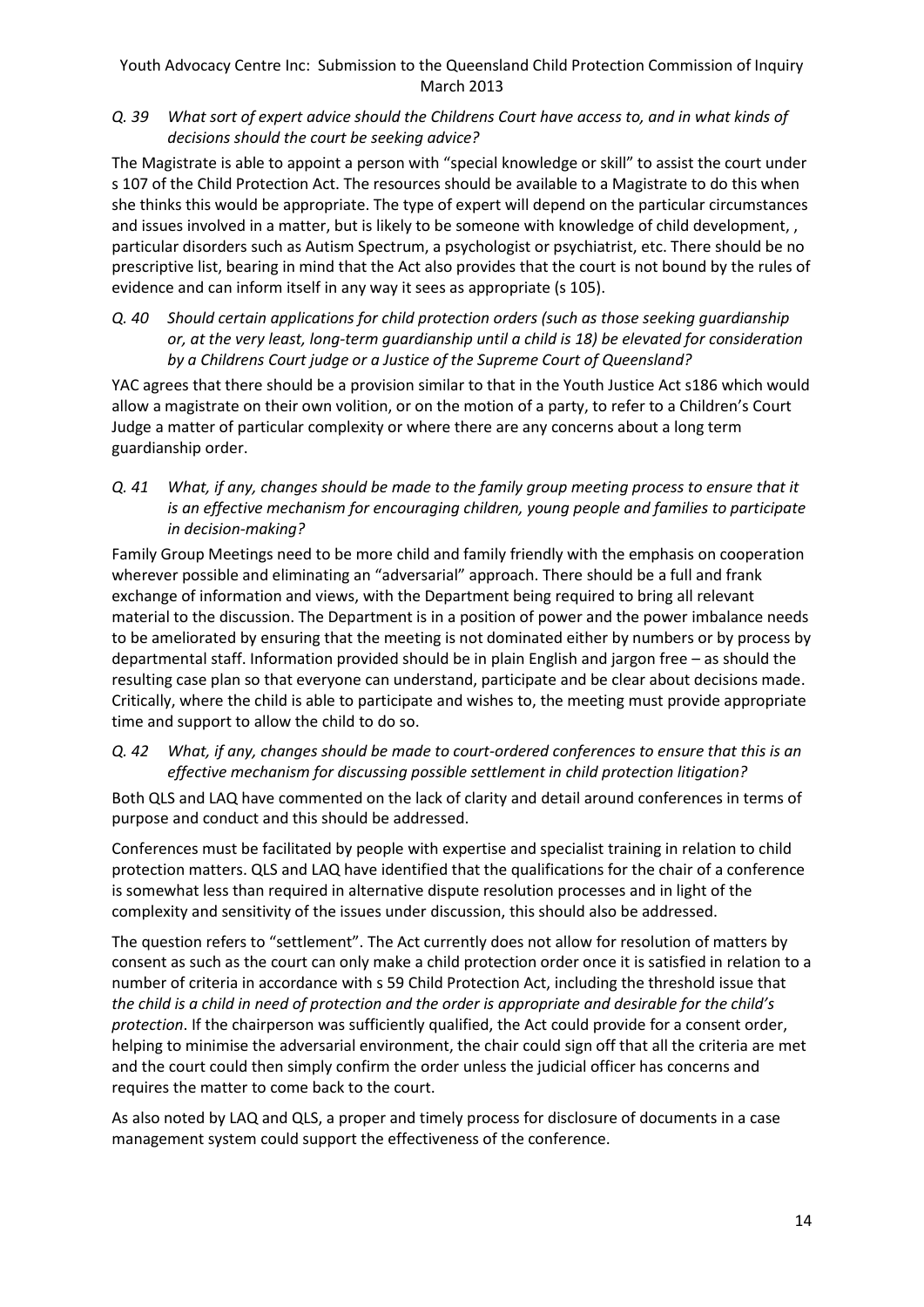*Q. 39 What sort of expert advice should the Childrens Court have access to, and in what kinds of decisions should the court be seeking advice?*

The Magistrate is able to appoint a person with "special knowledge or skill" to assist the court under s 107 of the Child Protection Act. The resources should be available to a Magistrate to do this when she thinks this would be appropriate. The type of expert will depend on the particular circumstances and issues involved in a matter, but is likely to be someone with knowledge of child development, , particular disorders such as Autism Spectrum, a psychologist or psychiatrist, etc. There should be no prescriptive list, bearing in mind that the Act also provides that the court is not bound by the rules of evidence and can inform itself in any way it sees as appropriate (s 105).

*Q. 40 Should certain applications for child protection orders (such as those seeking guardianship or, at the very least, long-term guardianship until a child is 18) be elevated for consideration by a Childrens Court judge or a Justice of the Supreme Court of Queensland?*

YAC agrees that there should be a provision similar to that in the Youth Justice Act s186 which would allow a magistrate on their own volition, or on the motion of a party, to refer to a Children's Court Judge a matter of particular complexity or where there are any concerns about a long term guardianship order.

*Q. 41 What, if any, changes should be made to the family group meeting process to ensure that it is an effective mechanism for encouraging children, young people and families to participate in decision-making?*

Family Group Meetings need to be more child and family friendly with the emphasis on cooperation wherever possible and eliminating an "adversarial" approach. There should be a full and frank exchange of information and views, with the Department being required to bring all relevant material to the discussion. The Department is in a position of power and the power imbalance needs to be ameliorated by ensuring that the meeting is not dominated either by numbers or by process by departmental staff. Information provided should be in plain English and jargon free – as should the resulting case plan so that everyone can understand, participate and be clear about decisions made. Critically, where the child is able to participate and wishes to, the meeting must provide appropriate time and support to allow the child to do so.

*Q. 42 What, if any, changes should be made to court-ordered conferences to ensure that this is an effective mechanism for discussing possible settlement in child protection litigation?*

Both QLS and LAQ have commented on the lack of clarity and detail around conferences in terms of purpose and conduct and this should be addressed.

Conferences must be facilitated by people with expertise and specialist training in relation to child protection matters. QLS and LAQ have identified that the qualifications for the chair of a conference is somewhat less than required in alternative dispute resolution processes and in light of the complexity and sensitivity of the issues under discussion, this should also be addressed.

The question refers to "settlement". The Act currently does not allow for resolution of matters by consent as such as the court can only make a child protection order once it is satisfied in relation to a number of criteria in accordance with s 59 Child Protection Act, including the threshold issue that *the child is a child in need of protection and the order is appropriate and desirable for the child's protection*. If the chairperson was sufficiently qualified, the Act could provide for a consent order, helping to minimise the adversarial environment, the chair could sign off that all the criteria are met and the court could then simply confirm the order unless the judicial officer has concerns and requires the matter to come back to the court.

As also noted by LAQ and QLS, a proper and timely process for disclosure of documents in a case management system could support the effectiveness of the conference.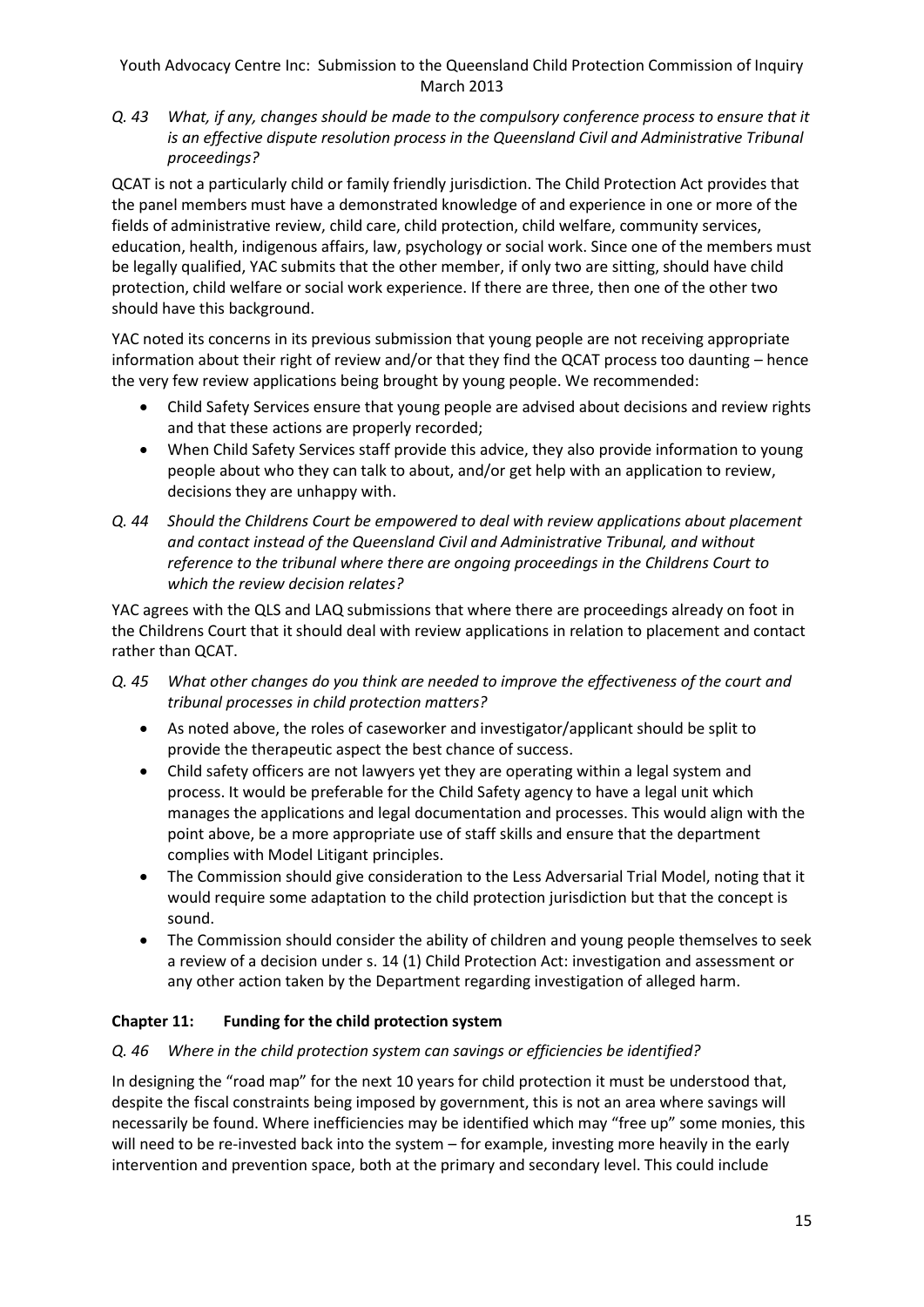*Q. 43 What, if any, changes should be made to the compulsory conference process to ensure that it is an effective dispute resolution process in the Queensland Civil and Administrative Tribunal proceedings?*

QCAT is not a particularly child or family friendly jurisdiction. The Child Protection Act provides that the panel members must have a demonstrated knowledge of and experience in one or more of the fields of administrative review, child care, child protection, child welfare, community services, education, health, indigenous affairs, law, psychology or social work. Since one of the members must be legally qualified, YAC submits that the other member, if only two are sitting, should have child protection, child welfare or social work experience. If there are three, then one of the other two should have this background.

YAC noted its concerns in its previous submission that young people are not receiving appropriate information about their right of review and/or that they find the QCAT process too daunting – hence the very few review applications being brought by young people. We recommended:

- Child Safety Services ensure that young people are advised about decisions and review rights and that these actions are properly recorded;
- When Child Safety Services staff provide this advice, they also provide information to young people about who they can talk to about, and/or get help with an application to review, decisions they are unhappy with.

*Q. 44 Should the Childrens Court be empowered to deal with review applications about placement and contact instead of the Queensland Civil and Administrative Tribunal, and without reference to the tribunal where there are ongoing proceedings in the Childrens Court to which the review decision relates?*

YAC agrees with the QLS and LAQ submissions that where there are proceedings already on foot in the Childrens Court that it should deal with review applications in relation to placement and contact rather than QCAT.

*Q. 45 What other changes do you think are needed to improve the effectiveness of the court and tribunal processes in child protection matters?*

- As noted above, the roles of caseworker and investigator/applicant should be split to provide the therapeutic aspect the best chance of success.
- Child safety officers are not lawyers yet they are operating within a legal system and process. It would be preferable for the Child Safety agency to have a legal unit which manages the applications and legal documentation and processes. This would align with the point above, be a more appropriate use of staff skills and ensure that the department complies with Model Litigant principles.
- The Commission should give consideration to the Less Adversarial Trial Model, noting that it would require some adaptation to the child protection jurisdiction but that the concept is sound.
- The Commission should consider the ability of children and young people themselves to seek a review of a decision under s. 14 (1) Child Protection Act: investigation and assessment or any other action taken by the Department regarding investigation of alleged harm.

## Chapter 11: Funding for the child protection system

*Q. 46 Where in the child protection system can savings or efficiencies be identified?*

In designing the "road map" for the next 10 years for child protection it must be understood that, despite the fiscal constraints being imposed by government, this is not an area where savings will necessarily be found. Where inefficiencies may be identified which may "free up" some monies, this will need to be re-invested back into the system – for example, investing more heavily in the early intervention and prevention space, both at the primary and secondary level. This could include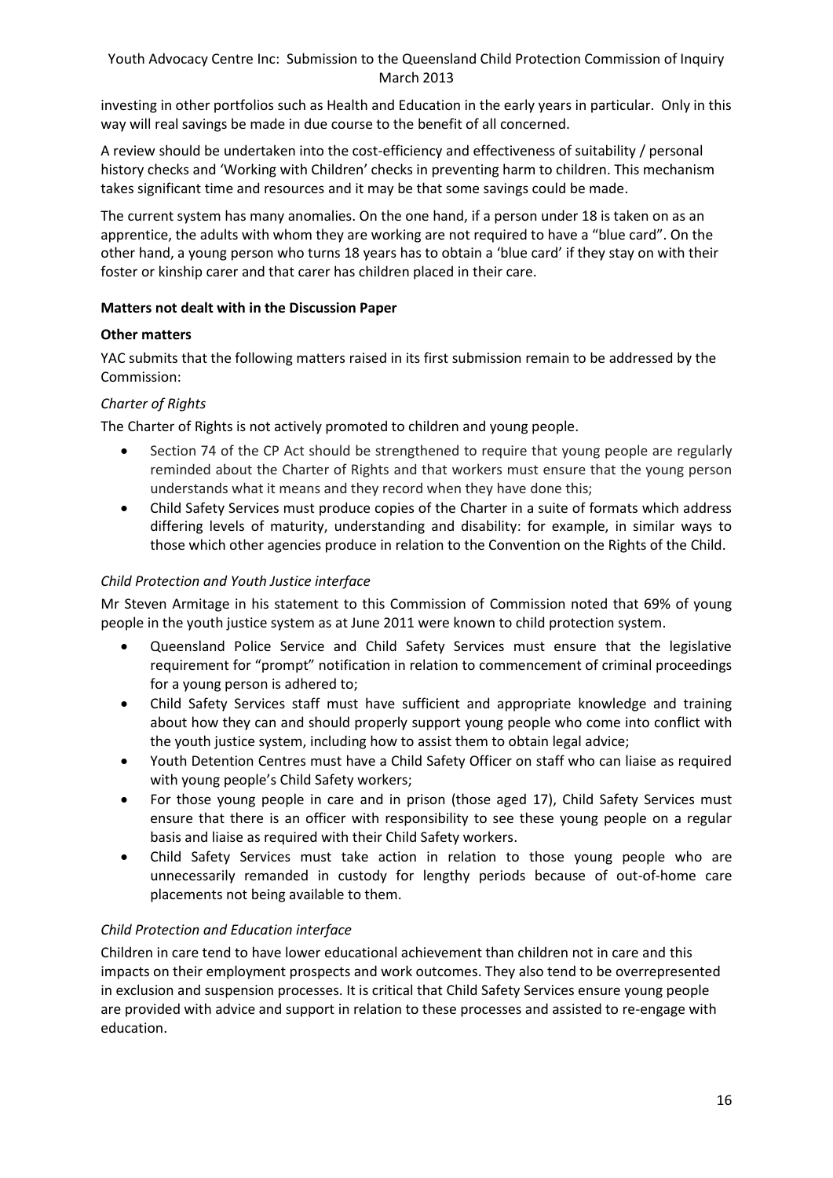investing in other portfolios such as Health and Education in the early years in particular. Only in this way will real savings be made in due course to the benefit of all concerned.

A review should be undertaken into the cost-efficiency and effectiveness of suitability / personal history checks and 'Working with Children' checks in preventing harm to children. This mechanism takes significant time and resources and it may be that some savings could be made.

The current system has many anomalies. On the one hand, if a person under 18 is taken on as an apprentice, the adults with whom they are working are not required to have a "blue card". On the other hand, a young person who turns 18 years has to obtain a 'blue card' if they stay on with their foster or kinship carer and that carer has children placed in their care.

**Matters not dealt with in the Discussion Paper**

**Other matters**

YAC submits that the following matters raised in its first submission remain to be addressed by the Commission:

*Charter of Rights*

The Charter of Rights is not actively promoted to children and young people.

- Section 74 of the CP Act should be strengthened to require that young people are regularly reminded about the Charter of Rights and that workers must ensure that the young person understands what it means and they record when they have done this;
- Child Safety Services must produce copies of the Charter in a suite of formats which address differing levels of maturity, understanding and disability: for example, in similar ways to those which other agencies produce in relation to the Convention on the Rights of the Child.

*Child Protection and Youth Justice interface*

Mr Steven Armitage in his statement to this Commission of Commission noted that 69% of young people in the youth justice system as at June 2011 were known to child protection system.

- Queensland Police Service and Child Safety Services must ensure that the legislative requirement for "prompt" notification in relation to commencement of criminal proceedings for a young person is adhered to;
- Child Safety Services staff must have sufficient and appropriate knowledge and training about how they can and should properly support young people who come into conflict with the youth justice system, including how to assist them to obtain legal advice;
- Youth Detention Centres must have a Child Safety Officer on staff who can liaise as required with young people's Child Safety workers;
- For those young people in care and in prison (those aged 17), Child Safety Services must ensure that there is an officer with responsibility to see these young people on a regular basis and liaise as required with their Child Safety workers.
- Child Safety Services must take action in relation to those young people who are unnecessarily remanded in custody for lengthy periods because of out-of-home care placements not being available to them.

*Child Protection and Education interface*

Children in care tend to have lower educational achievement than children not in care and this impacts on their employment prospects and work outcomes. They also tend to be overrepresented in exclusion and suspension processes. It is critical that Child Safety Services ensure young people are provided with advice and support in relation to these processes and assisted to re-engage with education.